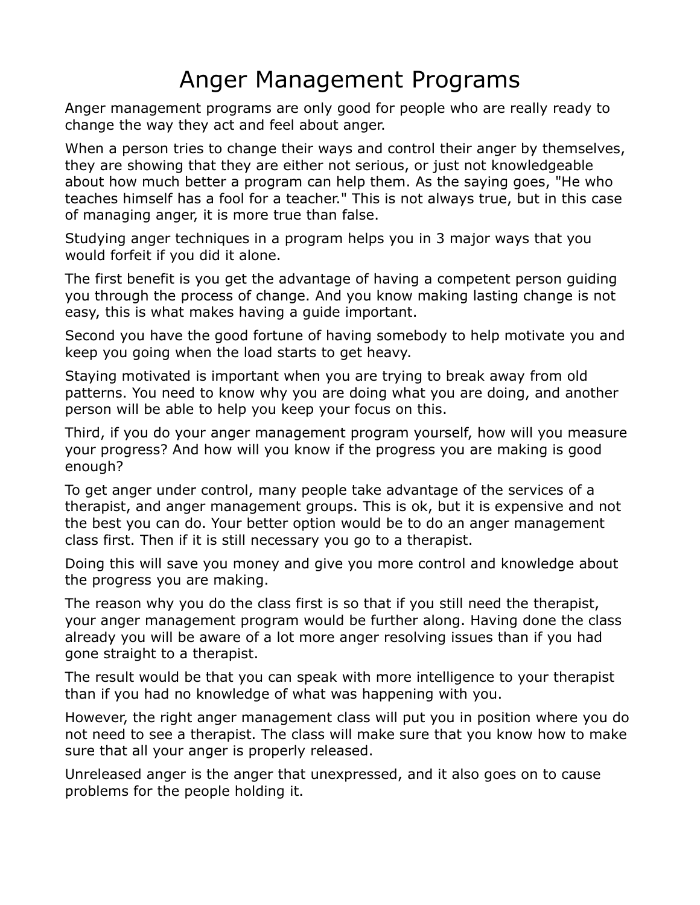# Anger Management Programs

Anger management programs are only good for people who are really ready to change the way they act and feel about anger.

When a person tries to change their ways and control their anger by themselves, they are showing that they are either not serious, or just not knowledgeable about how much better a program can help them. As the saying goes, "He who teaches himself has a fool for a teacher." This is not always true, but in this case of managing anger, it is more true than false.

Studying anger techniques in a program helps you in 3 major ways that you would forfeit if you did it alone.

The first benefit is you get the advantage of having a competent person guiding you through the process of change. And you know making lasting change is not easy, this is what makes having a guide important.

Second you have the good fortune of having somebody to help motivate you and keep you going when the load starts to get heavy.

Staying motivated is important when you are trying to break away from old patterns. You need to know why you are doing what you are doing, and another person will be able to help you keep your focus on this.

Third, if you do your anger management program yourself, how will you measure your progress? And how will you know if the progress you are making is good enough?

To get anger under control, many people take advantage of the services of a therapist, and anger management groups. This is ok, but it is expensive and not the best you can do. Your better option would be to do an anger management class first. Then if it is still necessary you go to a therapist.

Doing this will save you money and give you more control and knowledge about the progress you are making.

The reason why you do the class first is so that if you still need the therapist, your anger management program would be further along. Having done the class already you will be aware of a lot more anger resolving issues than if you had gone straight to a therapist.

The result would be that you can speak with more intelligence to your therapist than if you had no knowledge of what was happening with you.

However, the right anger management class will put you in position where you do not need to see a therapist. The class will make sure that you know how to make sure that all your anger is properly released.

Unreleased anger is the anger that unexpressed, and it also goes on to cause problems for the people holding it.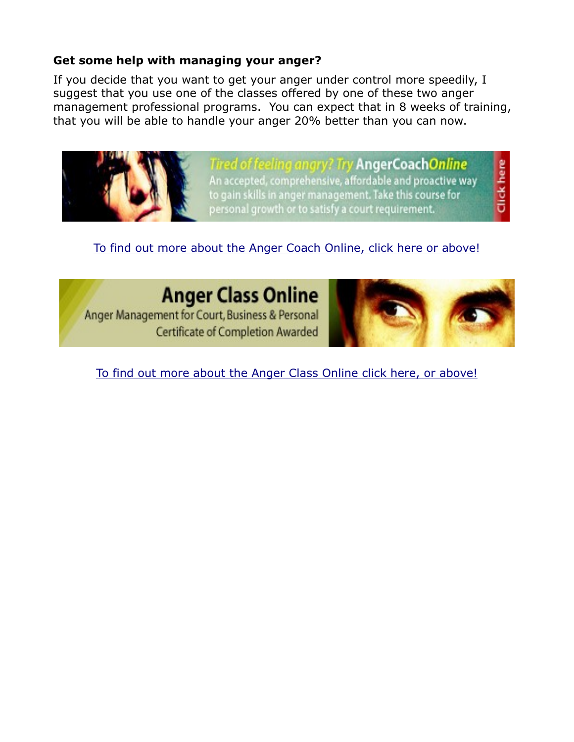**Get some help with managing your anger?**

If you decide that you want to get your anger under control more speedily, I suggest that you use one of the classes offered by one of these two anger management professional programs. You can expect that in 8 weeks of training, that you will be able to handle your anger 20% better than you can now.

Tired of feeling angry? Try AngerCoachOnline
An accepted, comprehensive, affordable and proactive way to gain skills in anger management. Take this course for personal growth or to satisfy a court requirement.
Click here

To find out more about the Anger Coach Online, click here or above!

Anger Class Online
Anger Management for Court, Business & Personal
Certificate of Completion Awarded

To find out more about the Anger Class Online click here, or above!